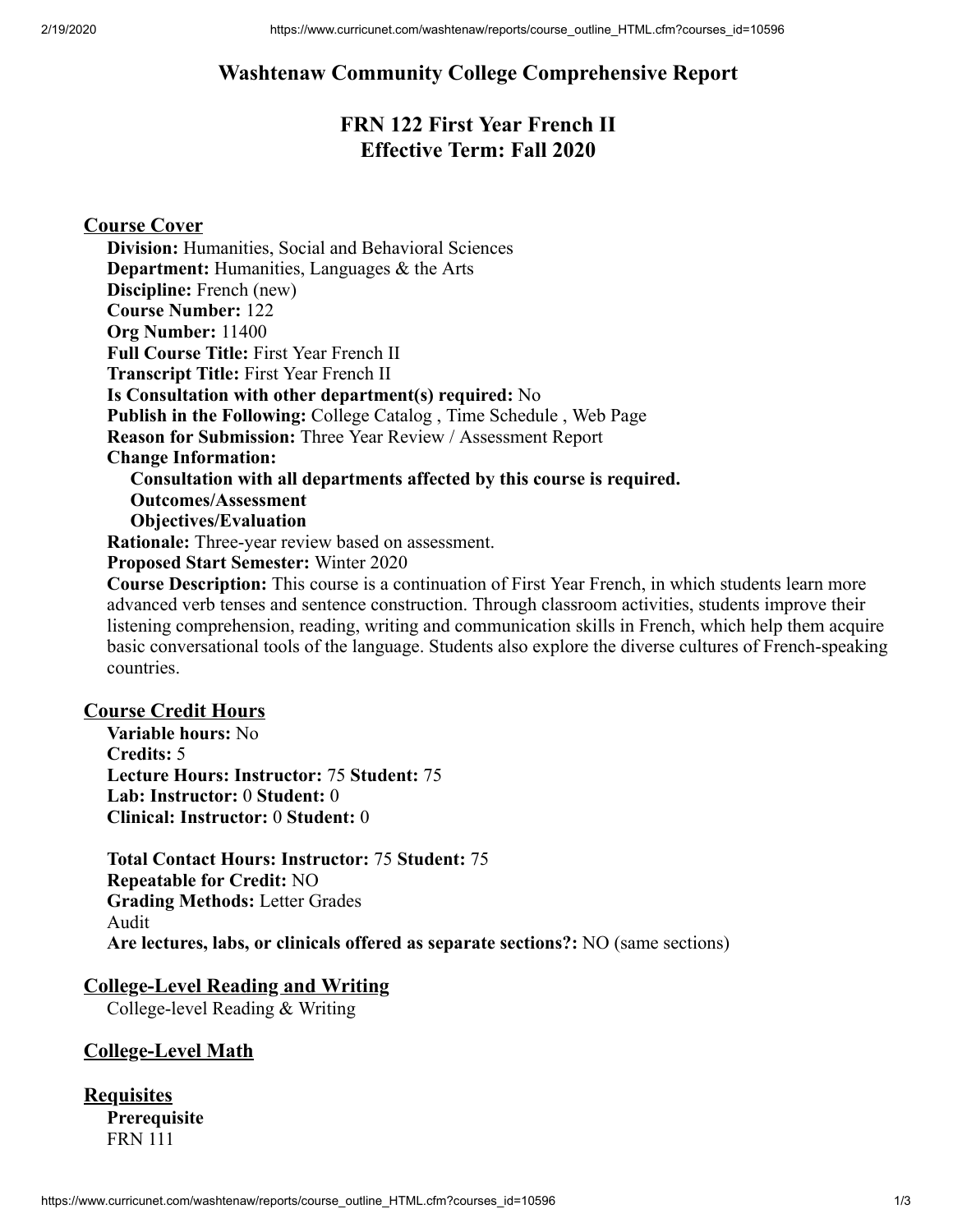# Washtenaw Community College Comprehensive Report

## FRN 122 First Year French II
## Effective Term: Fall 2020

### Course Cover

**Division:** Humanities, Social and Behavioral Sciences
**Department:** Humanities, Languages & the Arts
**Discipline:** French (new)
**Course Number:** 122
**Org Number:** 11400
**Full Course Title:** First Year French II
**Transcript Title:** First Year French II
**Is Consultation with other department(s) required:** No
**Publish in the Following:** College Catalog , Time Schedule , Web Page
**Reason for Submission:** Three Year Review / Assessment Report
**Change Information:**
**Consultation with all departments affected by this course is required.**
**Outcomes/Assessment**
**Objectives/Evaluation**
**Rationale:** Three-year review based on assessment.
**Proposed Start Semester:** Winter 2020
**Course Description:** This course is a continuation of First Year French, in which students learn more advanced verb tenses and sentence construction. Through classroom activities, students improve their listening comprehension, reading, writing and communication skills in French, which help them acquire basic conversational tools of the language. Students also explore the diverse cultures of French-speaking countries.

### Course Credit Hours

**Variable hours:** No
**Credits:** 5
**Lecture Hours: Instructor:** 75 **Student:** 75
**Lab: Instructor:** 0 **Student:** 0
**Clinical: Instructor:** 0 **Student:** 0

**Total Contact Hours: Instructor:** 75 **Student:** 75
**Repeatable for Credit:** NO
**Grading Methods:** Letter Grades
Audit
**Are lectures, labs, or clinicals offered as separate sections?:** NO (same sections)

### College-Level Reading and Writing

College-level Reading & Writing

### College-Level Math

### Requisites

**Prerequisite**
FRN 111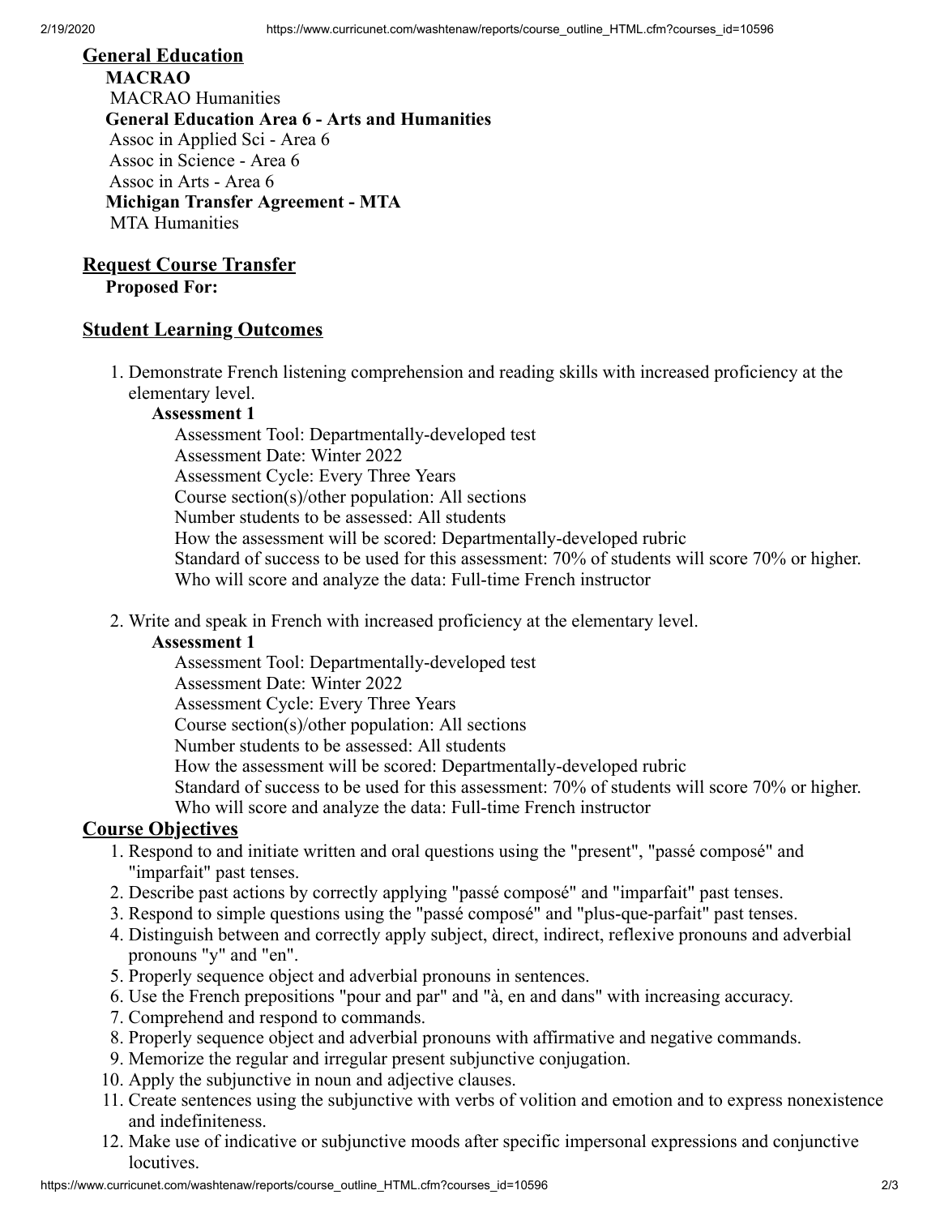## General Education

**MACRAO**

MACRAO Humanities

**General Education Area 6 - Arts and Humanities**

Assoc in Applied Sci - Area 6

Assoc in Science - Area 6

Assoc in Arts - Area 6

**Michigan Transfer Agreement - MTA**

MTA Humanities

## Request Course Transfer

**Proposed For:**

## Student Learning Outcomes

1. Demonstrate French listening comprehension and reading skills with increased proficiency at the elementary level.

   **Assessment 1**

   Assessment Tool: Departmentally-developed test
   Assessment Date: Winter 2022
   Assessment Cycle: Every Three Years
   Course section(s)/other population: All sections
   Number students to be assessed: All students
   How the assessment will be scored: Departmentally-developed rubric
   Standard of success to be used for this assessment: 70% of students will score 70% or higher.
   Who will score and analyze the data: Full-time French instructor

2. Write and speak in French with increased proficiency at the elementary level.

   **Assessment 1**

   Assessment Tool: Departmentally-developed test
   Assessment Date: Winter 2022
   Assessment Cycle: Every Three Years
   Course section(s)/other population: All sections
   Number students to be assessed: All students
   How the assessment will be scored: Departmentally-developed rubric
   Standard of success to be used for this assessment: 70% of students will score 70% or higher.
   Who will score and analyze the data: Full-time French instructor

## Course Objectives

1. Respond to and initiate written and oral questions using the "present", "passé composé" and "imparfait" past tenses.
2. Describe past actions by correctly applying "passé composé" and "imparfait" past tenses.
3. Respond to simple questions using the "passé composé" and "plus-que-parfait" past tenses.
4. Distinguish between and correctly apply subject, direct, indirect, reflexive pronouns and adverbial pronouns "y" and "en".
5. Properly sequence object and adverbial pronouns in sentences.
6. Use the French prepositions "pour and par" and "à, en and dans" with increasing accuracy.
7. Comprehend and respond to commands.
8. Properly sequence object and adverbial pronouns with affirmative and negative commands.
9. Memorize the regular and irregular present subjunctive conjugation.
10. Apply the subjunctive in noun and adjective clauses.
11. Create sentences using the subjunctive with verbs of volition and emotion and to express nonexistence and indefiniteness.
12. Make use of indicative or subjunctive moods after specific impersonal expressions and conjunctive locutives.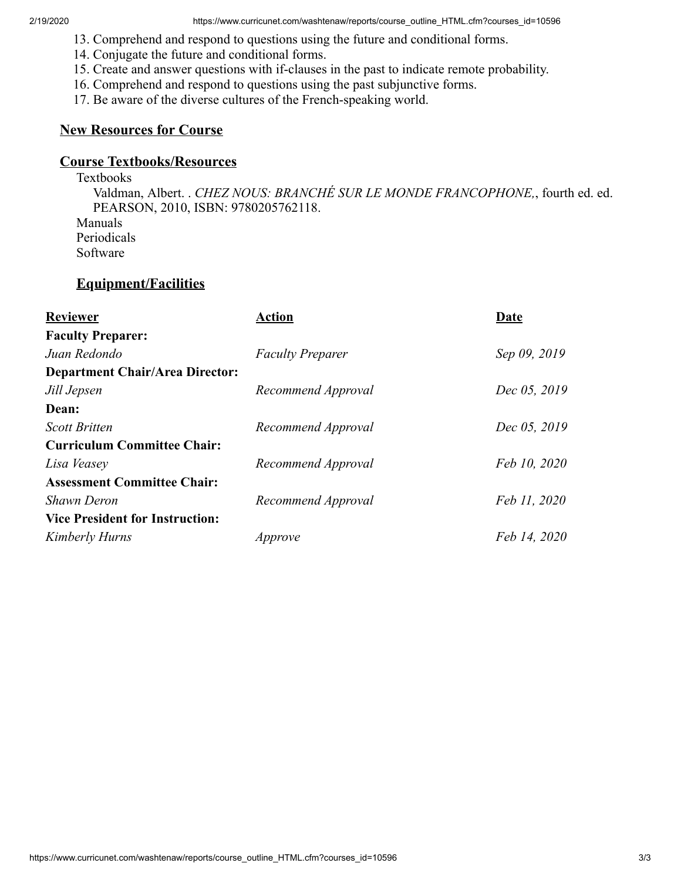13. Comprehend and respond to questions using the future and conditional forms.
14. Conjugate the future and conditional forms.
15. Create and answer questions with if-clauses in the past to indicate remote probability.
16. Comprehend and respond to questions using the past subjunctive forms.
17. Be aware of the diverse cultures of the French-speaking world.

## New Resources for Course

## Course Textbooks/Resources

Textbooks

Valdman, Albert. . *CHEZ NOUS: BRANCHÉ SUR LE MONDE FRANCOPHONE,*, fourth ed. ed. PEARSON, 2010, ISBN: 9780205762118.

Manuals

Periodicals

Software

## Equipment/Facilities

| Reviewer | Action | Date |
|---|---|---|
| **Faculty Preparer:** | | |
| *Juan Redondo* | *Faculty Preparer* | *Sep 09, 2019* |
| **Department Chair/Area Director:** | | |
| *Jill Jepsen* | *Recommend Approval* | *Dec 05, 2019* |
| **Dean:** | | |
| *Scott Britten* | *Recommend Approval* | *Dec 05, 2019* |
| **Curriculum Committee Chair:** | | |
| *Lisa Veasey* | *Recommend Approval* | *Feb 10, 2020* |
| **Assessment Committee Chair:** | | |
| *Shawn Deron* | *Recommend Approval* | *Feb 11, 2020* |
| **Vice President for Instruction:** | | |
| *Kimberly Hurns* | *Approve* | *Feb 14, 2020* |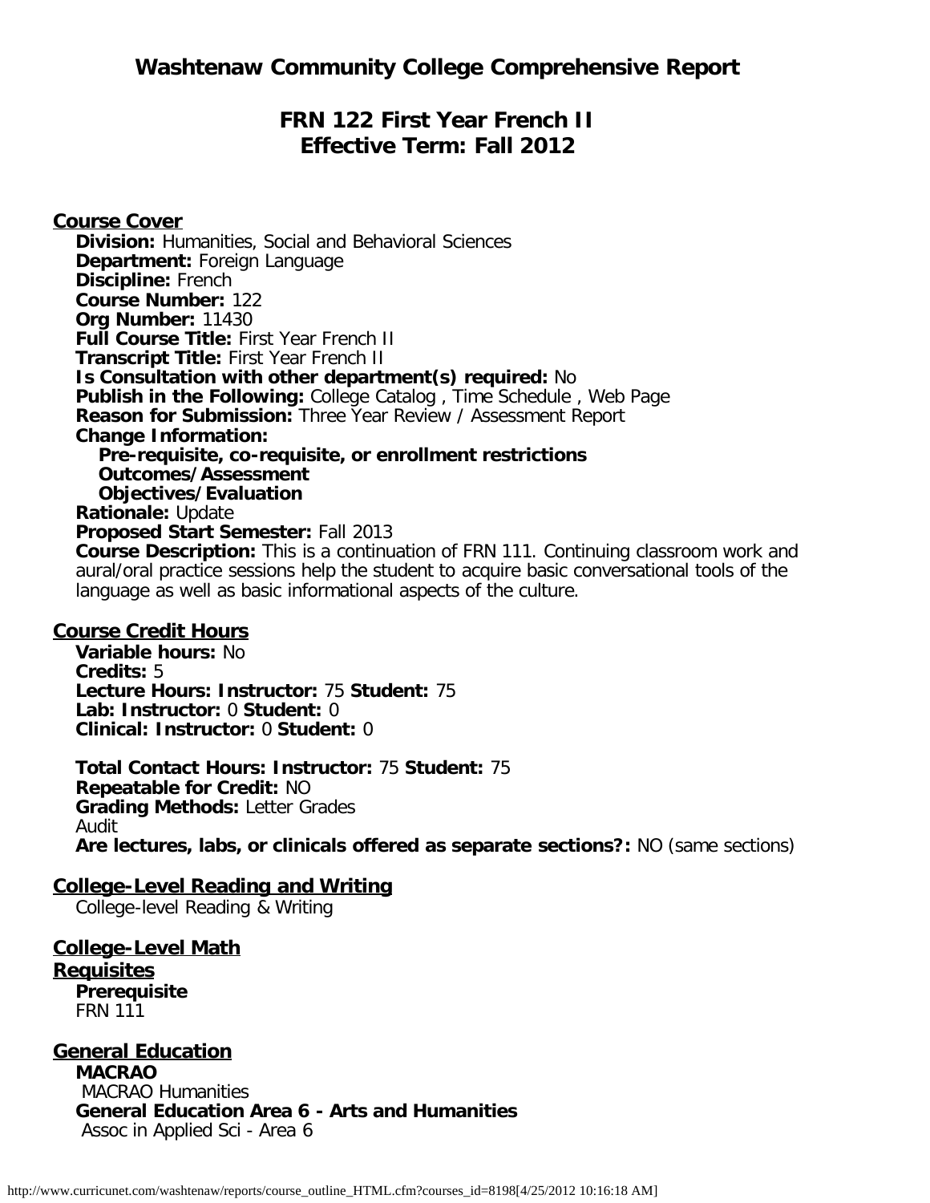# Washtenaw Community College Comprehensive Report

## FRN 122 First Year French II
## Effective Term: Fall 2012

### Course Cover

**Division:** Humanities, Social and Behavioral Sciences
**Department:** Foreign Language
**Discipline:** French
**Course Number:** 122
**Org Number:** 11430
**Full Course Title:** First Year French II
**Transcript Title:** First Year French II
**Is Consultation with other department(s) required:** No
**Publish in the Following:** College Catalog , Time Schedule , Web Page
**Reason for Submission:** Three Year Review / Assessment Report
**Change Information:**
  **Pre-requisite, co-requisite, or enrollment restrictions**
  **Outcomes/Assessment**
  **Objectives/Evaluation**
**Rationale:** Update
**Proposed Start Semester:** Fall 2013
**Course Description:** This is a continuation of FRN 111. Continuing classroom work and aural/oral practice sessions help the student to acquire basic conversational tools of the language as well as basic informational aspects of the culture.

### Course Credit Hours

**Variable hours:** No
**Credits:** 5
**Lecture Hours: Instructor:** 75 **Student:** 75
**Lab: Instructor:** 0 **Student:** 0
**Clinical: Instructor:** 0 **Student:** 0

**Total Contact Hours: Instructor:** 75 **Student:** 75
**Repeatable for Credit:** NO
**Grading Methods:** Letter Grades
Audit
**Are lectures, labs, or clinicals offered as separate sections?:** NO (same sections)

### College-Level Reading and Writing

College-level Reading & Writing

### College-Level Math

### Requisites

**Prerequisite**
FRN 111

### General Education

**MACRAO**
MACRAO Humanities
**General Education Area 6 - Arts and Humanities**
Assoc in Applied Sci - Area 6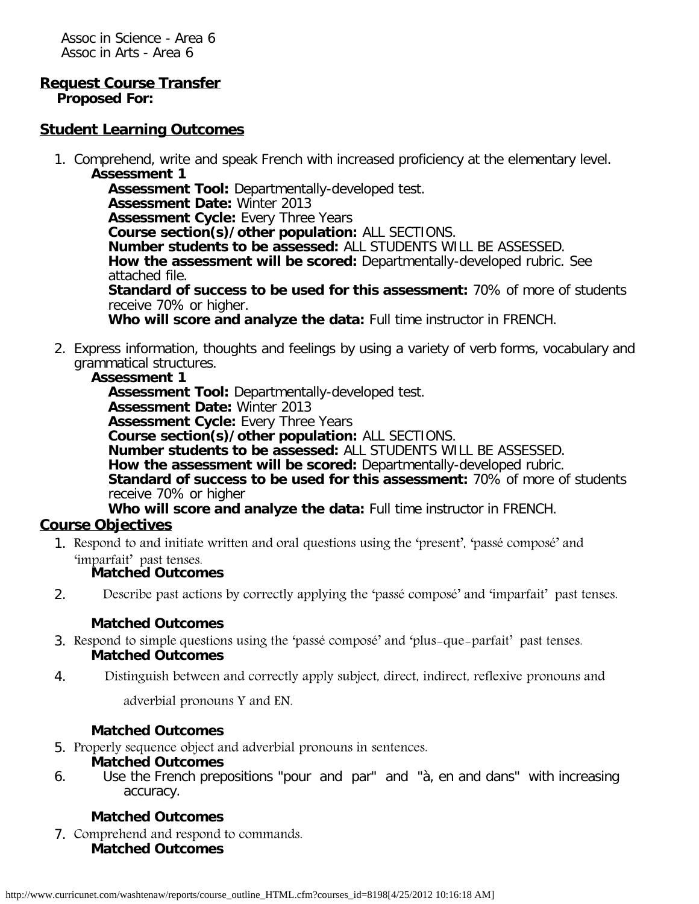Assoc in Science - Area 6
Assoc in Arts - Area 6

## Request Course Transfer

**Proposed For:**

## Student Learning Outcomes

1. Comprehend, write and speak French with increased proficiency at the elementary level.
   **Assessment 1**
   **Assessment Tool:** Departmentally-developed test.
   **Assessment Date:** Winter 2013
   **Assessment Cycle:** Every Three Years
   **Course section(s)/other population:** ALL SECTIONS.
   **Number students to be assessed:** ALL STUDENTS WILL BE ASSESSED.
   **How the assessment will be scored:** Departmentally-developed rubric. See attached file.
   **Standard of success to be used for this assessment:** 70% of more of students receive 70% or higher.
   **Who will score and analyze the data:** Full time instructor in FRENCH.

2. Express information, thoughts and feelings by using a variety of verb forms, vocabulary and grammatical structures.
   **Assessment 1**
   **Assessment Tool:** Departmentally-developed test.
   **Assessment Date:** Winter 2013
   **Assessment Cycle:** Every Three Years
   **Course section(s)/other population:** ALL SECTIONS.
   **Number students to be assessed:** ALL STUDENTS WILL BE ASSESSED.
   **How the assessment will be scored:** Departmentally-developed rubric.
   **Standard of success to be used for this assessment:** 70% of more of students receive 70% or higher
   **Who will score and analyze the data:** Full time instructor in FRENCH.

## Course Objectives

1. Respond to and initiate written and oral questions using the 'present', 'passé composé' and 'imparfait' past tenses.
   **Matched Outcomes**
2. Describe past actions by correctly applying the 'passé composé' and 'imparfait' past tenses.
   **Matched Outcomes**
3. Respond to simple questions using the 'passé composé' and 'plus-que-parfait' past tenses.
   **Matched Outcomes**
4. Distinguish between and correctly apply subject, direct, indirect, reflexive pronouns and adverbial pronouns Y and EN.
   **Matched Outcomes**
5. Properly sequence object and adverbial pronouns in sentences.
   **Matched Outcomes**
6. Use the French prepositions "pour and par" and "à, en and dans" with increasing accuracy.
   **Matched Outcomes**
7. Comprehend and respond to commands.
   **Matched Outcomes**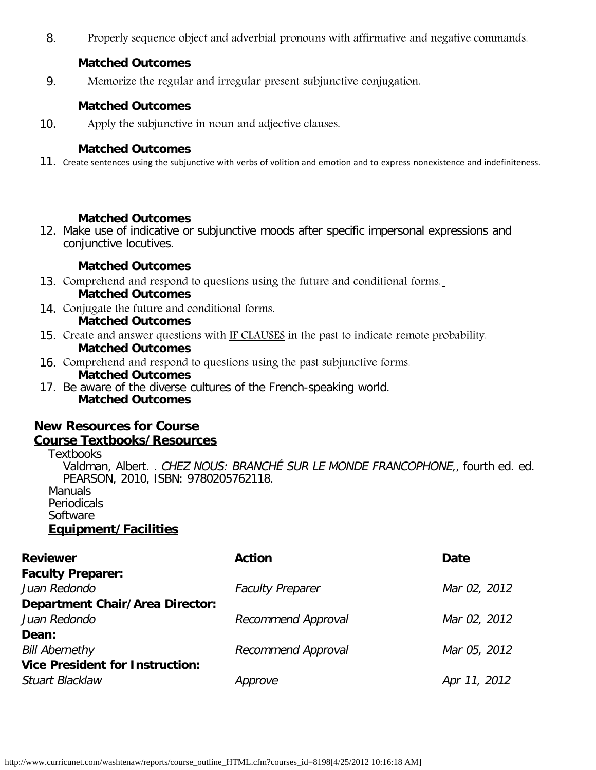8. Properly sequence object and adverbial pronouns with affirmative and negative commands.

   **Matched Outcomes**

9. Memorize the regular and irregular present subjunctive conjugation.

   **Matched Outcomes**

10. Apply the subjunctive in noun and adjective clauses.

    **Matched Outcomes**

11. Create sentences using the subjunctive with verbs of volition and emotion and to express nonexistence and indefiniteness.

    **Matched Outcomes**

12. Make use of indicative or subjunctive moods after specific impersonal expressions and conjunctive locutives.

    **Matched Outcomes**

13. Comprehend and respond to questions using the future and conditional forms.

    **Matched Outcomes**

14. Conjugate the future and conditional forms.

    **Matched Outcomes**

15. Create and answer questions with IF CLAUSES in the past to indicate remote probability.

    **Matched Outcomes**

16. Comprehend and respond to questions using the past subjunctive forms.

    **Matched Outcomes**

17. Be aware of the diverse cultures of the French-speaking world.

    **Matched Outcomes**

## New Resources for Course

## Course Textbooks/Resources

Textbooks

Valdman, Albert. . *CHEZ NOUS: BRANCHÉ SUR LE MONDE FRANCOPHONE,*, fourth ed. ed. PEARSON, 2010, ISBN: 9780205762118.

Manuals

Periodicals

Software

### Equipment/Facilities

| Reviewer | Action | Date |
| --- | --- | --- |
| **Faculty Preparer:** | | |
| *Juan Redondo* | *Faculty Preparer* | *Mar 02, 2012* |
| **Department Chair/Area Director:** | | |
| *Juan Redondo* | *Recommend Approval* | *Mar 02, 2012* |
| **Dean:** | | |
| *Bill Abernethy* | *Recommend Approval* | *Mar 05, 2012* |
| **Vice President for Instruction:** | | |
| *Stuart Blacklaw* | *Approve* | *Apr 11, 2012* |